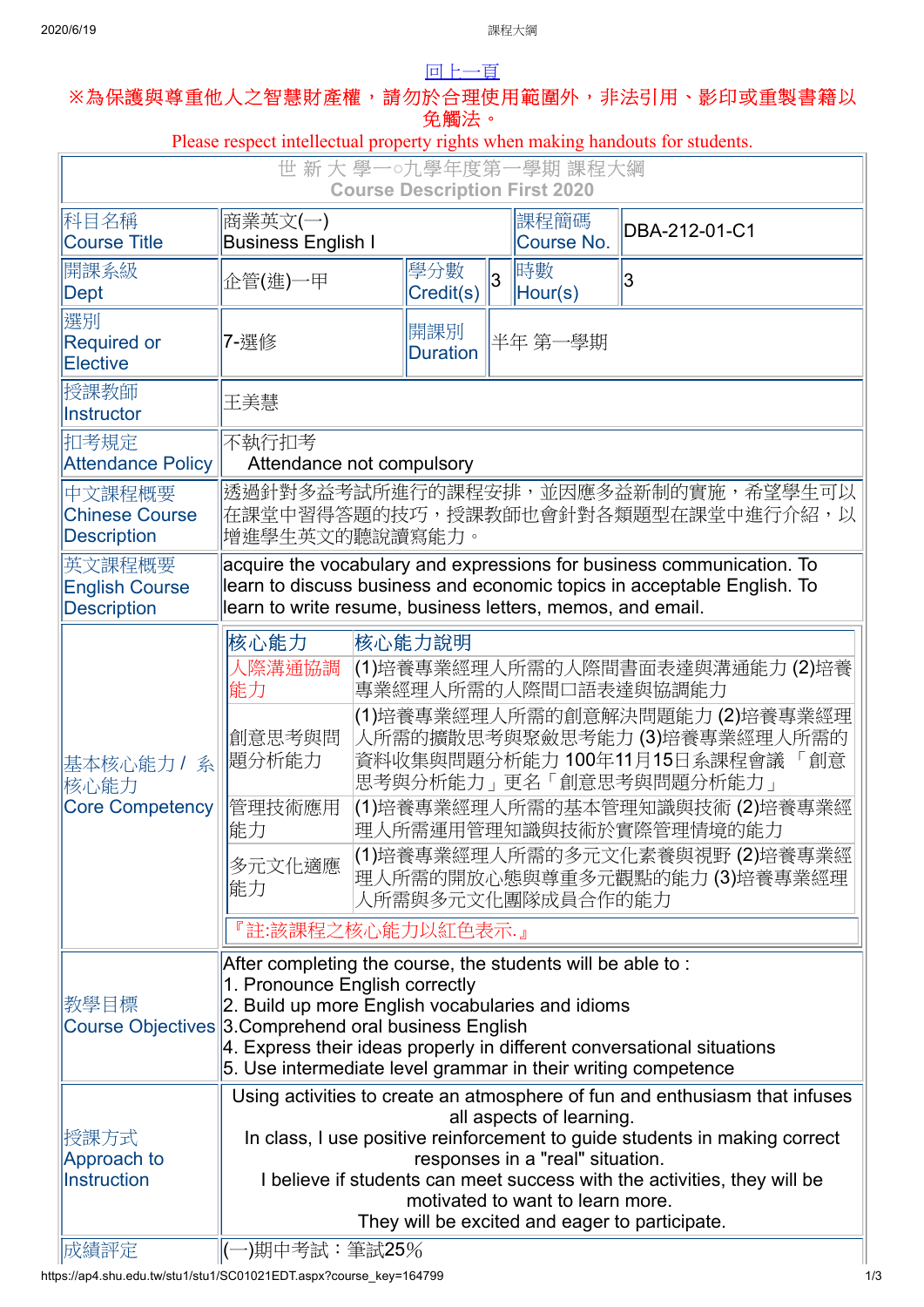回上一頁

※為保護與尊重他人之智慧財產權，請勿於合理使用範圍外，非法引用、影印或重製書籍以免觸法。

Please respect intellectual property rights when making handouts for students.

世 新 大 學一○九學年度第一學期 課程大綱
Course Description First 2020

| | | | | | |
|---|---|---|---|---|---|
| 科目名稱 Course Title | 商業英文(一) Business English I | | 課程簡碼 Course No. | DBA-212-01-C1 | |
| 開課系級 Dept | 企管(進)一甲 | 學分數 Credit(s) | 3 | 時數 Hour(s) | 3 |
| 選別 Required or Elective | 7-選修 | 開課別 Duration | 半年 第一學期 | | |
| 授課教師 Instructor | 王美慧 | | | | |
| 扣考規定 Attendance Policy | 不執行扣考 Attendance not compulsory | | | | |
| 中文課程概要 Chinese Course Description | 透過針對多益考試所進行的課程安排，並因應多益新制的實施，希望學生可以在課堂中習得答題的技巧，授課教師也會針對各類題型在課堂中進行介紹，以增進學生英文的聽說讀寫能力。 | | | | |
| 英文課程概要 English Course Description | acquire the vocabulary and expressions for business communication. To learn to discuss business and economic topics in acceptable English. To learn to write resume, business letters, memos, and email. | | | | |

基本核心能力 / 系核心能力 Core Competency

| 核心能力 | 核心能力說明 |
|---|---|
| 人際溝通協調能力 | (1)培養專業經理人所需的人際間書面表達與溝通能力 (2)培養專業經理人所需的人際間口語表達與協調能力 |
| 創意思考與問題分析能力 | (1)培養專業經理人所需的創意解決問題能力 (2)培養專業經理人所需的擴散思考與聚斂思考能力 (3)培養專業經理人所需的資料收集與問題分析能力 100年11月15日系課程會議 「創意思考與分析能力」更名「創意思考與問題分析能力」 |
| 管理技術應用能力 | (1)培養專業經理人所需的基本管理知識與技術 (2)培養專業經理人所需運用管理知識與技術於實際管理情境的能力 |
| 多元文化適應能力 | (1)培養專業經理人所需的多元文化素養與視野 (2)培養專業經理人所需的開放心態與尊重多元觀點的能力 (3)培養專業經理人所需與多元文化團隊成員合作的能力 |

『註:該課程之核心能力以紅色表示.』

| | |
|---|---|
| 教學目標 Course Objectives | After completing the course, the students will be able to :<br>1. Pronounce English correctly<br>2. Build up more English vocabularies and idioms<br>3.Comprehend oral business English<br>4. Express their ideas properly in different conversational situations<br>5. Use intermediate level grammar in their writing competence |
| 授課方式 Approach to Instruction | Using activities to create an atmosphere of fun and enthusiasm that infuses all aspects of learning.<br>In class, I use positive reinforcement to guide students in making correct responses in a "real" situation.<br>I believe if students can meet success with the activities, they will be motivated to want to learn more.<br>They will be excited and eager to participate. |
| 成績評定 | (一)期中考試：筆試25% |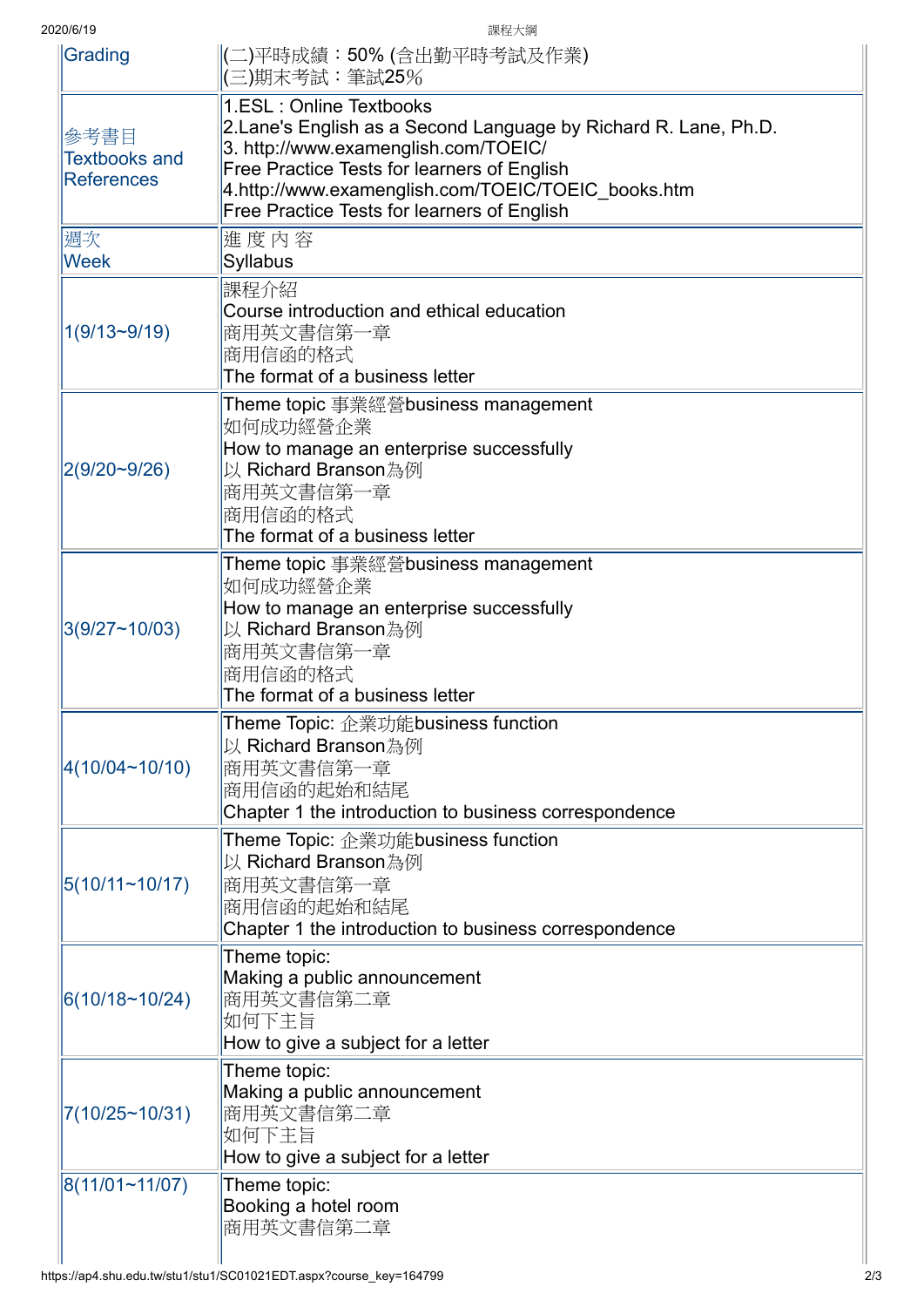| Grading | (二)平時成績：50% (含出勤平時考試及作業)<br>(三)期末考試：筆試25% |
|---|---|
| 參考書目<br>Textbooks and References | 1.ESL : Online Textbooks<br>2.Lane's English as a Second Language by Richard R. Lane, Ph.D.<br>3. http://www.examenglish.com/TOEIC/<br>Free Practice Tests for learners of English<br>4.http://www.examenglish.com/TOEIC/TOEIC_books.htm<br>Free Practice Tests for learners of English |
| 週次<br>Week | 進 度 內 容<br>Syllabus |
| 1(9/13~9/19) | 課程介紹<br>Course introduction and ethical education<br>商用英文書信第一章<br>商用信函的格式<br>The format of a business letter |
| 2(9/20~9/26) | Theme topic 事業經營business management<br>如何成功經營企業<br>How to manage an enterprise successfully<br>以 Richard Branson為例<br>商用英文書信第一章<br>商用信函的格式<br>The format of a business letter |
| 3(9/27~10/03) | Theme topic 事業經營business management<br>如何成功經營企業<br>How to manage an enterprise successfully<br>以 Richard Branson為例<br>商用英文書信第一章<br>商用信函的格式<br>The format of a business letter |
| 4(10/04~10/10) | Theme Topic: 企業功能business function<br>以 Richard Branson為例<br>商用英文書信第一章<br>商用信函的起始和結尾<br>Chapter 1 the introduction to business correspondence |
| 5(10/11~10/17) | Theme Topic: 企業功能business function<br>以 Richard Branson為例<br>商用英文書信第一章<br>商用信函的起始和結尾<br>Chapter 1 the introduction to business correspondence |
| 6(10/18~10/24) | Theme topic:<br>Making a public announcement<br>商用英文書信第二章<br>如何下主旨<br>How to give a subject for a letter |
| 7(10/25~10/31) | Theme topic:<br>Making a public announcement<br>商用英文書信第二章<br>如何下主旨<br>How to give a subject for a letter |
| 8(11/01~11/07) | Theme topic:<br>Booking a hotel room<br>商用英文書信第二章 |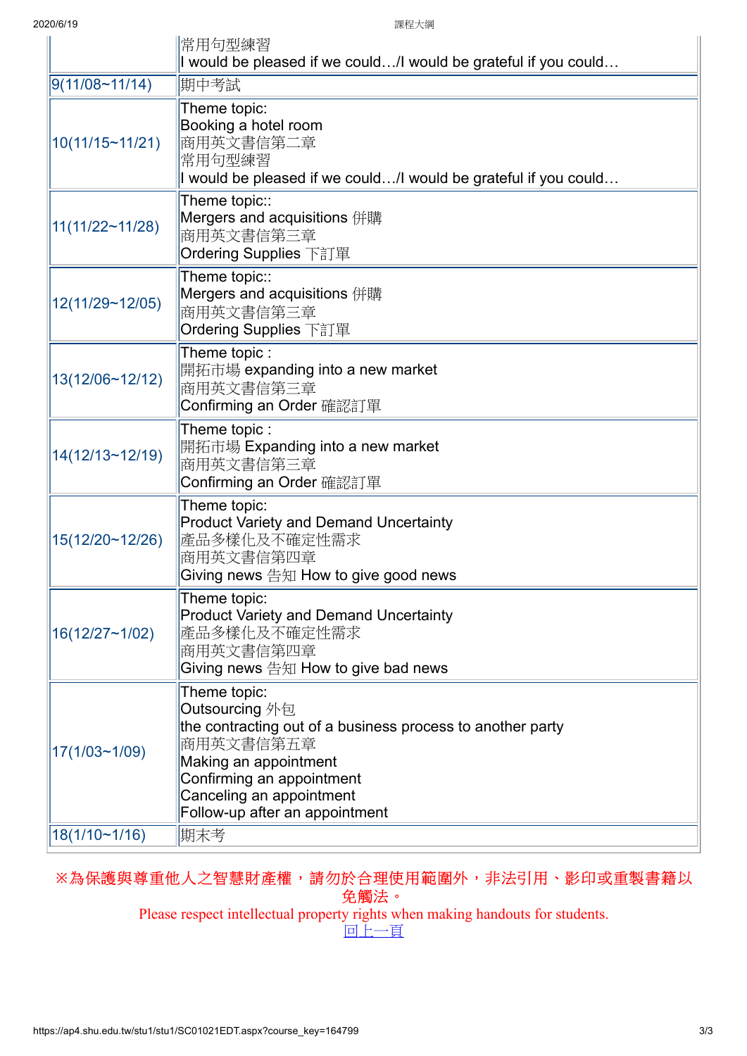| | |
|---|---|
| | 常用句型練習<br>I would be pleased if we could…/I would be grateful if you could… |
| 9(11/08~11/14) | 期中考試 |
| 10(11/15~11/21) | Theme topic:<br>Booking a hotel room<br>商用英文書信第二章<br>常用句型練習<br>I would be pleased if we could…/I would be grateful if you could… |
| 11(11/22~11/28) | Theme topic::<br>Mergers and acquisitions 併購<br>商用英文書信第三章<br>Ordering Supplies 下訂單 |
| 12(11/29~12/05) | Theme topic::<br>Mergers and acquisitions 併購<br>商用英文書信第三章<br>Ordering Supplies 下訂單 |
| 13(12/06~12/12) | Theme topic :<br>開拓市場 expanding into a new market<br>商用英文書信第三章<br>Confirming an Order 確認訂單 |
| 14(12/13~12/19) | Theme topic :<br>開拓市場 Expanding into a new market<br>商用英文書信第三章<br>Confirming an Order 確認訂單 |
| 15(12/20~12/26) | Theme topic:<br>Product Variety and Demand Uncertainty<br>產品多樣化及不確定性需求<br>商用英文書信第四章<br>Giving news 告知 How to give good news |
| 16(12/27~1/02) | Theme topic:<br>Product Variety and Demand Uncertainty<br>產品多樣化及不確定性需求<br>商用英文書信第四章<br>Giving news 告知 How to give bad news |
| 17(1/03~1/09) | Theme topic:<br>Outsourcing 外包<br>the contracting out of a business process to another party<br>商用英文書信第五章<br>Making an appointment<br>Confirming an appointment<br>Canceling an appointment<br>Follow-up after an appointment |
| 18(1/10~1/16) | 期末考 |

※為保護與尊重他人之智慧財產權，請勿於合理使用範圍外，非法引用、影印或重製書籍以免觸法。

Please respect intellectual property rights when making handouts for students.

回上一頁